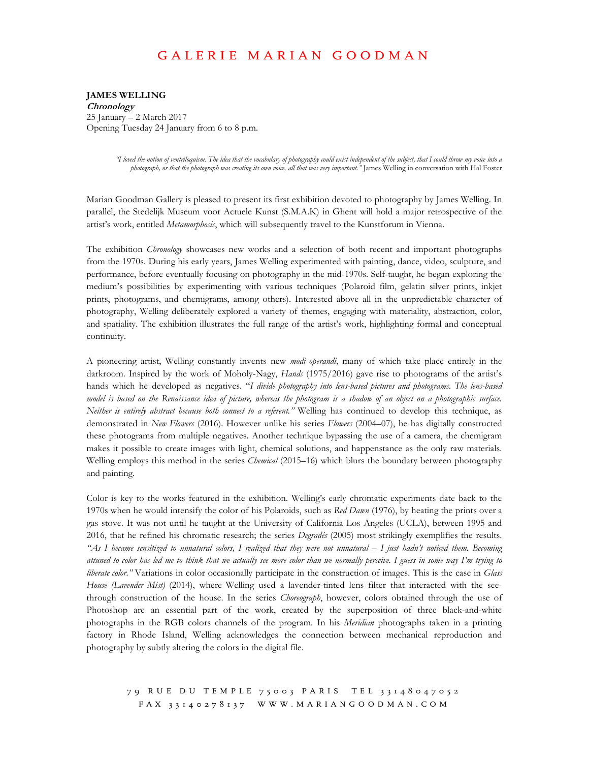# GALERIE MARIAN GOODMAN

**JAMES WELLING**
***Chronology***
25 January – 2 March 2017
Opening Tuesday 24 January from 6 to 8 p.m.

> *"I loved the notion of ventriloquism. The idea that the vocabulary of photography could exist independent of the subject, that I could throw my voice into a photograph, or that the photograph was creating its own voice, all that was very important."* James Welling in conversation with Hal Foster

Marian Goodman Gallery is pleased to present its first exhibition devoted to photography by James Welling. In parallel, the Stedelijk Museum voor Actuele Kunst (S.M.A.K) in Ghent will hold a major retrospective of the artist's work, entitled *Metamorphosis*, which will subsequently travel to the Kunstforum in Vienna.

The exhibition *Chronology* showcases new works and a selection of both recent and important photographs from the 1970s. During his early years, James Welling experimented with painting, dance, video, sculpture, and performance, before eventually focusing on photography in the mid-1970s. Self-taught, he began exploring the medium's possibilities by experimenting with various techniques (Polaroid film, gelatin silver prints, inkjet prints, photograms, and chemigrams, among others). Interested above all in the unpredictable character of photography, Welling deliberately explored a variety of themes, engaging with materiality, abstraction, color, and spatiality. The exhibition illustrates the full range of the artist's work, highlighting formal and conceptual continuity.

A pioneering artist, Welling constantly invents new *modi operandi*, many of which take place entirely in the darkroom. Inspired by the work of Moholy-Nagy, *Hands* (1975/2016) gave rise to photograms of the artist's hands which he developed as negatives. "*I divide photography into lens-based pictures and photograms. The lens-based model is based on the Renaissance idea of picture, whereas the photogram is a shadow of an object on a photographic surface. Neither is entirely abstract because both connect to a referent."* Welling has continued to develop this technique, as demonstrated in *New Flowers* (2016). However unlike his series *Flowers* (2004–07), he has digitally constructed these photograms from multiple negatives. Another technique bypassing the use of a camera, the chemigram makes it possible to create images with light, chemical solutions, and happenstance as the only raw materials. Welling employs this method in the series *Chemical* (2015–16) which blurs the boundary between photography and painting.

Color is key to the works featured in the exhibition. Welling's early chromatic experiments date back to the 1970s when he would intensify the color of his Polaroids, such as *Red Dawn* (1976), by heating the prints over a gas stove. It was not until he taught at the University of California Los Angeles (UCLA), between 1995 and 2016, that he refined his chromatic research; the series *Degradés* (2005) most strikingly exemplifies the results. *"As I became sensitized to unnatural colors, I realized that they were not unnatural – I just hadn't noticed them. Becoming attuned to color has led me to think that we actually see more color than we normally perceive. I guess in some way I'm trying to liberate color."* Variations in color occasionally participate in the construction of images. This is the case in *Glass House (Lavender Mist)* (2014), where Welling used a lavender-tinted lens filter that interacted with the see-through construction of the house. In the series *Choreograph*, however, colors obtained through the use of Photoshop are an essential part of the work, created by the superposition of three black-and-white photographs in the RGB colors channels of the program. In his *Meridian* photographs taken in a printing factory in Rhode Island, Welling acknowledges the connection between mechanical reproduction and photography by subtly altering the colors in the digital file.

79 RUE DU TEMPLE 75003 PARIS TEL 33148047052
FAX 33140278137 WWW.MARIANGOODMAN.COM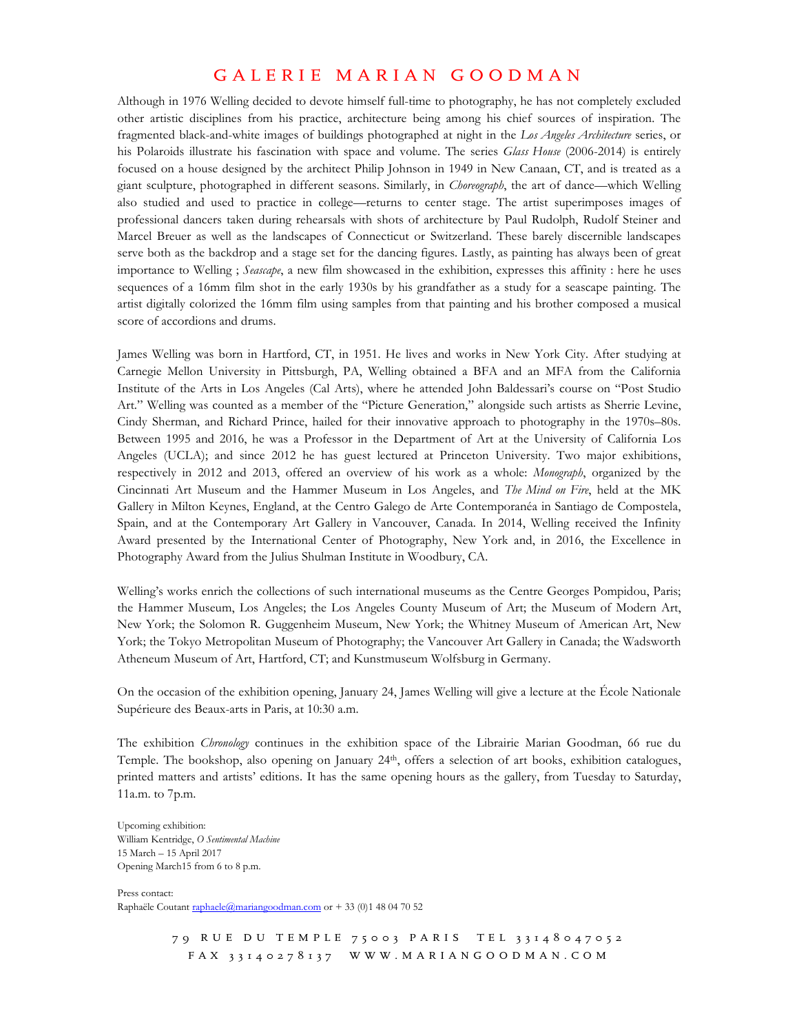Although in 1976 Welling decided to devote himself full-time to photography, he has not completely excluded other artistic disciplines from his practice, architecture being among his chief sources of inspiration. The fragmented black-and-white images of buildings photographed at night in the *Los Angeles Architecture* series, or his Polaroids illustrate his fascination with space and volume. The series *Glass House* (2006-2014) is entirely focused on a house designed by the architect Philip Johnson in 1949 in New Canaan, CT, and is treated as a giant sculpture, photographed in different seasons. Similarly, in *Choreograph*, the art of dance—which Welling also studied and used to practice in college—returns to center stage. The artist superimposes images of professional dancers taken during rehearsals with shots of architecture by Paul Rudolph, Rudolf Steiner and Marcel Breuer as well as the landscapes of Connecticut or Switzerland. These barely discernible landscapes serve both as the backdrop and a stage set for the dancing figures. Lastly, as painting has always been of great importance to Welling ; *Seascape*, a new film showcased in the exhibition, expresses this affinity : here he uses sequences of a 16mm film shot in the early 1930s by his grandfather as a study for a seascape painting. The artist digitally colorized the 16mm film using samples from that painting and his brother composed a musical score of accordions and drums.

James Welling was born in Hartford, CT, in 1951. He lives and works in New York City. After studying at Carnegie Mellon University in Pittsburgh, PA, Welling obtained a BFA and an MFA from the California Institute of the Arts in Los Angeles (Cal Arts), where he attended John Baldessari's course on "Post Studio Art." Welling was counted as a member of the "Picture Generation," alongside such artists as Sherrie Levine, Cindy Sherman, and Richard Prince, hailed for their innovative approach to photography in the 1970s–80s. Between 1995 and 2016, he was a Professor in the Department of Art at the University of California Los Angeles (UCLA); and since 2012 he has guest lectured at Princeton University. Two major exhibitions, respectively in 2012 and 2013, offered an overview of his work as a whole: *Monograph*, organized by the Cincinnati Art Museum and the Hammer Museum in Los Angeles, and *The Mind on Fire*, held at the MK Gallery in Milton Keynes, England, at the Centro Galego de Arte Contemporanéa in Santiago de Compostela, Spain, and at the Contemporary Art Gallery in Vancouver, Canada. In 2014, Welling received the Infinity Award presented by the International Center of Photography, New York and, in 2016, the Excellence in Photography Award from the Julius Shulman Institute in Woodbury, CA.

Welling's works enrich the collections of such international museums as the Centre Georges Pompidou, Paris; the Hammer Museum, Los Angeles; the Los Angeles County Museum of Art; the Museum of Modern Art, New York; the Solomon R. Guggenheim Museum, New York; the Whitney Museum of American Art, New York; the Tokyo Metropolitan Museum of Photography; the Vancouver Art Gallery in Canada; the Wadsworth Atheneum Museum of Art, Hartford, CT; and Kunstmuseum Wolfsburg in Germany.

On the occasion of the exhibition opening, January 24, James Welling will give a lecture at the École Nationale Supérieure des Beaux-arts in Paris, at 10:30 a.m.

The exhibition *Chronology* continues in the exhibition space of the Librairie Marian Goodman, 66 rue du Temple. The bookshop, also opening on January 24th, offers a selection of art books, exhibition catalogues, printed matters and artists' editions. It has the same opening hours as the gallery, from Tuesday to Saturday, 11a.m. to 7p.m.

Upcoming exhibition:
William Kentridge, *O Sentimental Machine*
15 March – 15 April 2017
Opening March15 from 6 to 8 p.m.

Press contact:
Raphaële Coutant raphaele@mariangoodman.com or + 33 (0)1 48 04 70 52